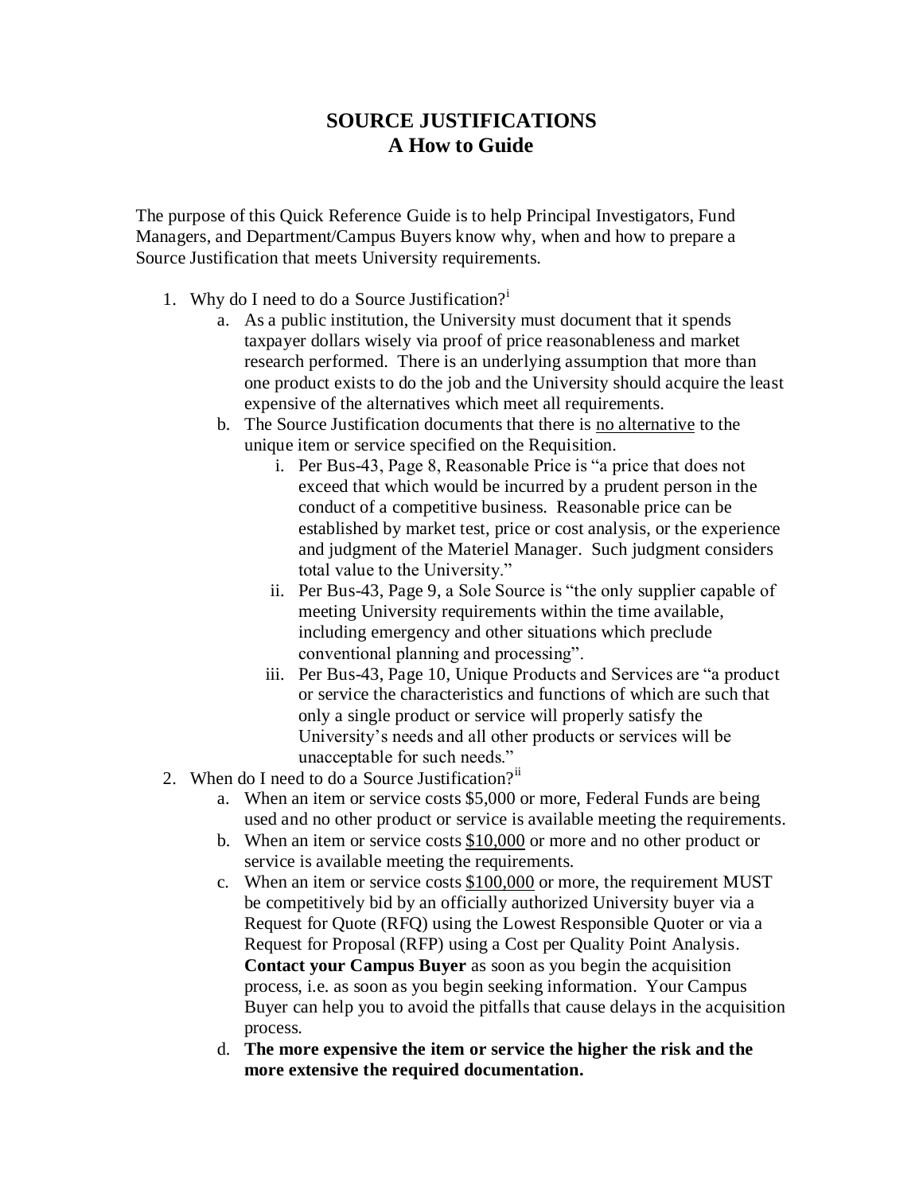# SOURCE JUSTIFICATIONS
## A How to Guide

The purpose of this Quick Reference Guide is to help Principal Investigators, Fund Managers, and Department/Campus Buyers know why, when and how to prepare a Source Justification that meets University requirements.

1. Why do I need to do a Source Justification?[i]
   a. As a public institution, the University must document that it spends taxpayer dollars wisely via proof of price reasonableness and market research performed. There is an underlying assumption that more than one product exists to do the job and the University should acquire the least expensive of the alternatives which meet all requirements.
   b. The Source Justification documents that there is <u>no alternative</u> to the unique item or service specified on the Requisition.
      i. Per Bus-43, Page 8, Reasonable Price is "a price that does not exceed that which would be incurred by a prudent person in the conduct of a competitive business. Reasonable price can be established by market test, price or cost analysis, or the experience and judgment of the Materiel Manager. Such judgment considers total value to the University."
      ii. Per Bus-43, Page 9, a Sole Source is "the only supplier capable of meeting University requirements within the time available, including emergency and other situations which preclude conventional planning and processing".
      iii. Per Bus-43, Page 10, Unique Products and Services are "a product or service the characteristics and functions of which are such that only a single product or service will properly satisfy the University's needs and all other products or services will be unacceptable for such needs."
2. When do I need to do a Source Justification?[ii]
   a. When an item or service costs $5,000 or more, Federal Funds are being used and no other product or service is available meeting the requirements.
   b. When an item or service costs <u>$10,000</u> or more and no other product or service is available meeting the requirements.
   c. When an item or service costs <u>$100,000</u> or more, the requirement MUST be competitively bid by an officially authorized University buyer via a Request for Quote (RFQ) using the Lowest Responsible Quoter or via a Request for Proposal (RFP) using a Cost per Quality Point Analysis. **Contact your Campus Buyer** as soon as you begin the acquisition process, i.e. as soon as you begin seeking information. Your Campus Buyer can help you to avoid the pitfalls that cause delays in the acquisition process.
   d. **The more expensive the item or service the higher the risk and the more extensive the required documentation.**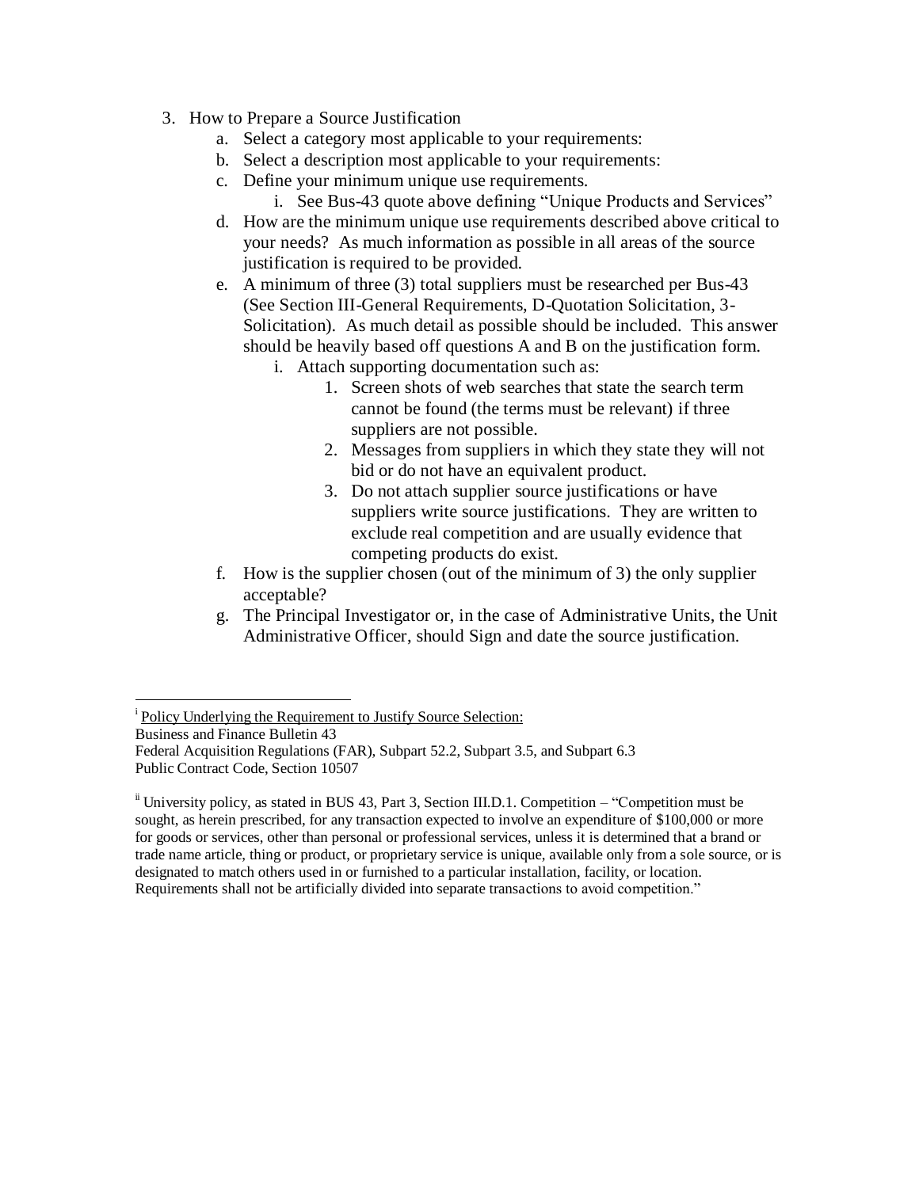3. How to Prepare a Source Justification
    a. Select a category most applicable to your requirements:
    b. Select a description most applicable to your requirements:
    c. Define your minimum unique use requirements.
        i. See Bus-43 quote above defining "Unique Products and Services"
    d. How are the minimum unique use requirements described above critical to your needs? As much information as possible in all areas of the source justification is required to be provided.
    e. A minimum of three (3) total suppliers must be researched per Bus-43 (See Section III-General Requirements, D-Quotation Solicitation, 3-Solicitation). As much detail as possible should be included. This answer should be heavily based off questions A and B on the justification form.
        i. Attach supporting documentation such as:
            1. Screen shots of web searches that state the search term cannot be found (the terms must be relevant) if three suppliers are not possible.
            2. Messages from suppliers in which they state they will not bid or do not have an equivalent product.
            3. Do not attach supplier source justifications or have suppliers write source justifications. They are written to exclude real competition and are usually evidence that competing products do exist.
    f. How is the supplier chosen (out of the minimum of 3) the only supplier acceptable?
    g. The Principal Investigator or, in the case of Administrative Units, the Unit Administrative Officer, should Sign and date the source justification.

---

[i] Policy Underlying the Requirement to Justify Source Selection:
Business and Finance Bulletin 43
Federal Acquisition Regulations (FAR), Subpart 52.2, Subpart 3.5, and Subpart 6.3
Public Contract Code, Section 10507

[ii] University policy, as stated in BUS 43, Part 3, Section III.D.1. Competition – "Competition must be sought, as herein prescribed, for any transaction expected to involve an expenditure of $100,000 or more for goods or services, other than personal or professional services, unless it is determined that a brand or trade name article, thing or product, or proprietary service is unique, available only from a sole source, or is designated to match others used in or furnished to a particular installation, facility, or location. Requirements shall not be artificially divided into separate transactions to avoid competition."